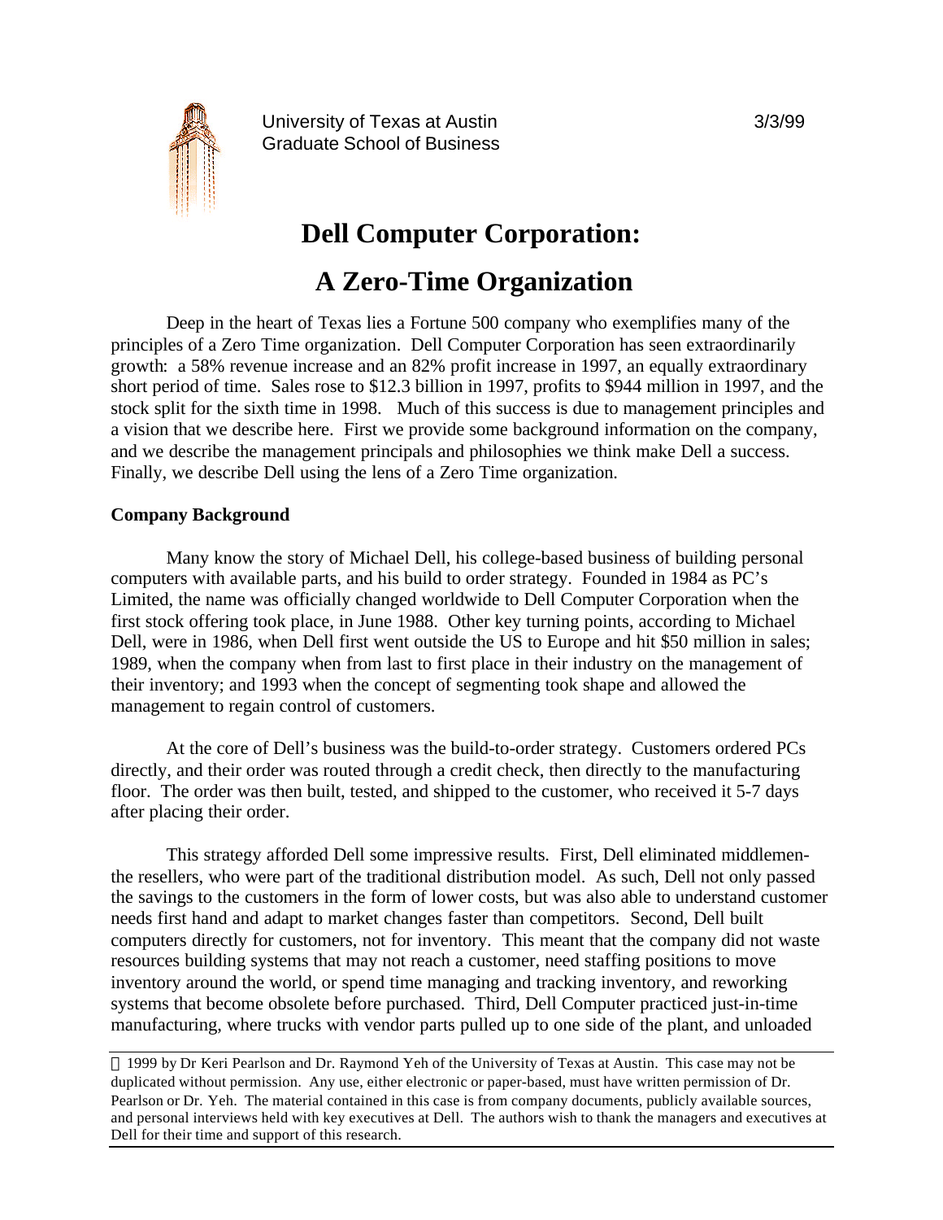University of Texas at Austin
Graduate School of Business

3/3/99

# Dell Computer Corporation:

# A Zero-Time Organization

Deep in the heart of Texas lies a Fortune 500 company who exemplifies many of the principles of a Zero Time organization. Dell Computer Corporation has seen extraordinarily growth: a 58% revenue increase and an 82% profit increase in 1997, an equally extraordinary short period of time. Sales rose to \$12.3 billion in 1997, profits to \$944 million in 1997, and the stock split for the sixth time in 1998. Much of this success is due to management principles and a vision that we describe here. First we provide some background information on the company, and we describe the management principals and philosophies we think make Dell a success. Finally, we describe Dell using the lens of a Zero Time organization.

**Company Background**

Many know the story of Michael Dell, his college-based business of building personal computers with available parts, and his build to order strategy. Founded in 1984 as PC's Limited, the name was officially changed worldwide to Dell Computer Corporation when the first stock offering took place, in June 1988. Other key turning points, according to Michael Dell, were in 1986, when Dell first went outside the US to Europe and hit \$50 million in sales; 1989, when the company when from last to first place in their industry on the management of their inventory; and 1993 when the concept of segmenting took shape and allowed the management to regain control of customers.

At the core of Dell's business was the build-to-order strategy. Customers ordered PCs directly, and their order was routed through a credit check, then directly to the manufacturing floor. The order was then built, tested, and shipped to the customer, who received it 5-7 days after placing their order.

This strategy afforded Dell some impressive results. First, Dell eliminated middlemen-the resellers, who were part of the traditional distribution model. As such, Dell not only passed the savings to the customers in the form of lower costs, but was also able to understand customer needs first hand and adapt to market changes faster than competitors. Second, Dell built computers directly for customers, not for inventory. This meant that the company did not waste resources building systems that may not reach a customer, need staffing positions to move inventory around the world, or spend time managing and tracking inventory, and reworking systems that become obsolete before purchased. Third, Dell Computer practiced just-in-time manufacturing, where trucks with vendor parts pulled up to one side of the plant, and unloaded

---

© 1999 by Dr Keri Pearlson and Dr. Raymond Yeh of the University of Texas at Austin. This case may not be duplicated without permission. Any use, either electronic or paper-based, must have written permission of Dr. Pearlson or Dr. Yeh. The material contained in this case is from company documents, publicly available sources, and personal interviews held with key executives at Dell. The authors wish to thank the managers and executives at Dell for their time and support of this research.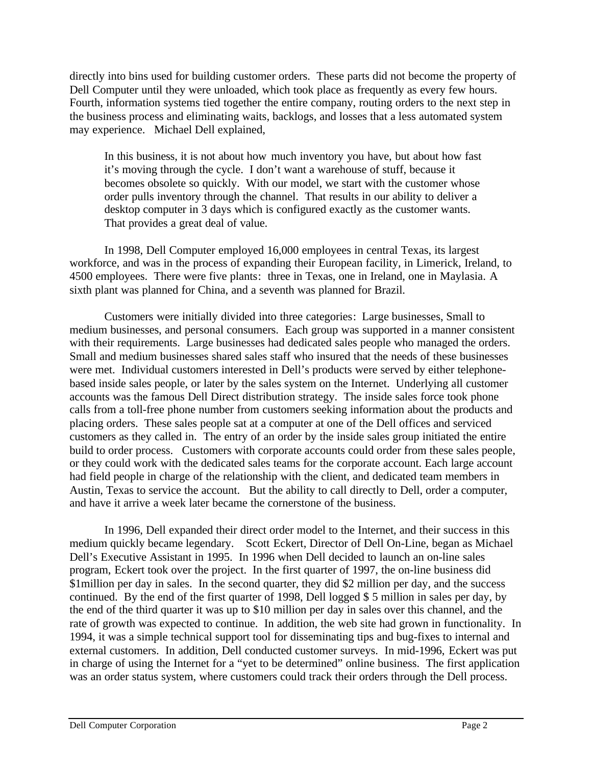directly into bins used for building customer orders. These parts did not become the property of Dell Computer until they were unloaded, which took place as frequently as every few hours. Fourth, information systems tied together the entire company, routing orders to the next step in the business process and eliminating waits, backlogs, and losses that a less automated system may experience. Michael Dell explained,

> In this business, it is not about how much inventory you have, but about how fast it's moving through the cycle. I don't want a warehouse of stuff, because it becomes obsolete so quickly. With our model, we start with the customer whose order pulls inventory through the channel. That results in our ability to deliver a desktop computer in 3 days which is configured exactly as the customer wants. That provides a great deal of value.

In 1998, Dell Computer employed 16,000 employees in central Texas, its largest workforce, and was in the process of expanding their European facility, in Limerick, Ireland, to 4500 employees. There were five plants: three in Texas, one in Ireland, one in Maylasia. A sixth plant was planned for China, and a seventh was planned for Brazil.

Customers were initially divided into three categories: Large businesses, Small to medium businesses, and personal consumers. Each group was supported in a manner consistent with their requirements. Large businesses had dedicated sales people who managed the orders. Small and medium businesses shared sales staff who insured that the needs of these businesses were met. Individual customers interested in Dell's products were served by either telephone-based inside sales people, or later by the sales system on the Internet. Underlying all customer accounts was the famous Dell Direct distribution strategy. The inside sales force took phone calls from a toll-free phone number from customers seeking information about the products and placing orders. These sales people sat at a computer at one of the Dell offices and serviced customers as they called in. The entry of an order by the inside sales group initiated the entire build to order process. Customers with corporate accounts could order from these sales people, or they could work with the dedicated sales teams for the corporate account. Each large account had field people in charge of the relationship with the client, and dedicated team members in Austin, Texas to service the account. But the ability to call directly to Dell, order a computer, and have it arrive a week later became the cornerstone of the business.

In 1996, Dell expanded their direct order model to the Internet, and their success in this medium quickly became legendary. Scott Eckert, Director of Dell On-Line, began as Michael Dell's Executive Assistant in 1995. In 1996 when Dell decided to launch an on-line sales program, Eckert took over the project. In the first quarter of 1997, the on-line business did $1million per day in sales. In the second quarter, they did $2 million per day, and the success continued. By the end of the first quarter of 1998, Dell logged $ 5 million in sales per day, by the end of the third quarter it was up to $10 million per day in sales over this channel, and the rate of growth was expected to continue. In addition, the web site had grown in functionality. In 1994, it was a simple technical support tool for disseminating tips and bug-fixes to internal and external customers. In addition, Dell conducted customer surveys. In mid-1996, Eckert was put in charge of using the Internet for a "yet to be determined" online business. The first application was an order status system, where customers could track their orders through the Dell process.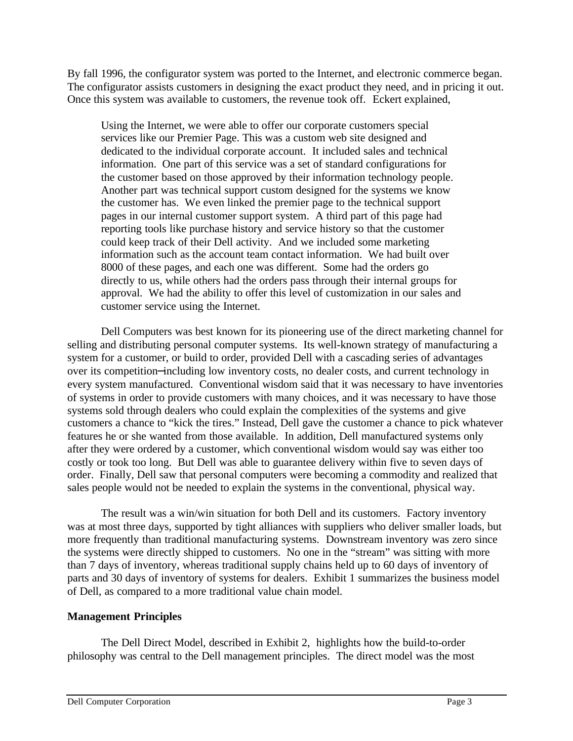By fall 1996, the configurator system was ported to the Internet, and electronic commerce began. The configurator assists customers in designing the exact product they need, and in pricing it out. Once this system was available to customers, the revenue took off. Eckert explained,

> Using the Internet, we were able to offer our corporate customers special services like our Premier Page. This was a custom web site designed and dedicated to the individual corporate account. It included sales and technical information. One part of this service was a set of standard configurations for the customer based on those approved by their information technology people. Another part was technical support custom designed for the systems we know the customer has. We even linked the premier page to the technical support pages in our internal customer support system. A third part of this page had reporting tools like purchase history and service history so that the customer could keep track of their Dell activity. And we included some marketing information such as the account team contact information. We had built over 8000 of these pages, and each one was different. Some had the orders go directly to us, while others had the orders pass through their internal groups for approval. We had the ability to offer this level of customization in our sales and customer service using the Internet.

Dell Computers was best known for its pioneering use of the direct marketing channel for selling and distributing personal computer systems. Its well-known strategy of manufacturing a system for a customer, or build to order, provided Dell with a cascading series of advantages over its competition—including low inventory costs, no dealer costs, and current technology in every system manufactured. Conventional wisdom said that it was necessary to have inventories of systems in order to provide customers with many choices, and it was necessary to have those systems sold through dealers who could explain the complexities of the systems and give customers a chance to "kick the tires." Instead, Dell gave the customer a chance to pick whatever features he or she wanted from those available. In addition, Dell manufactured systems only after they were ordered by a customer, which conventional wisdom would say was either too costly or took too long. But Dell was able to guarantee delivery within five to seven days of order. Finally, Dell saw that personal computers were becoming a commodity and realized that sales people would not be needed to explain the systems in the conventional, physical way.

The result was a win/win situation for both Dell and its customers. Factory inventory was at most three days, supported by tight alliances with suppliers who deliver smaller loads, but more frequently than traditional manufacturing systems. Downstream inventory was zero since the systems were directly shipped to customers. No one in the "stream" was sitting with more than 7 days of inventory, whereas traditional supply chains held up to 60 days of inventory of parts and 30 days of inventory of systems for dealers. Exhibit 1 summarizes the business model of Dell, as compared to a more traditional value chain model.

**Management Principles**

The Dell Direct Model, described in Exhibit 2, highlights how the build-to-order philosophy was central to the Dell management principles. The direct model was the most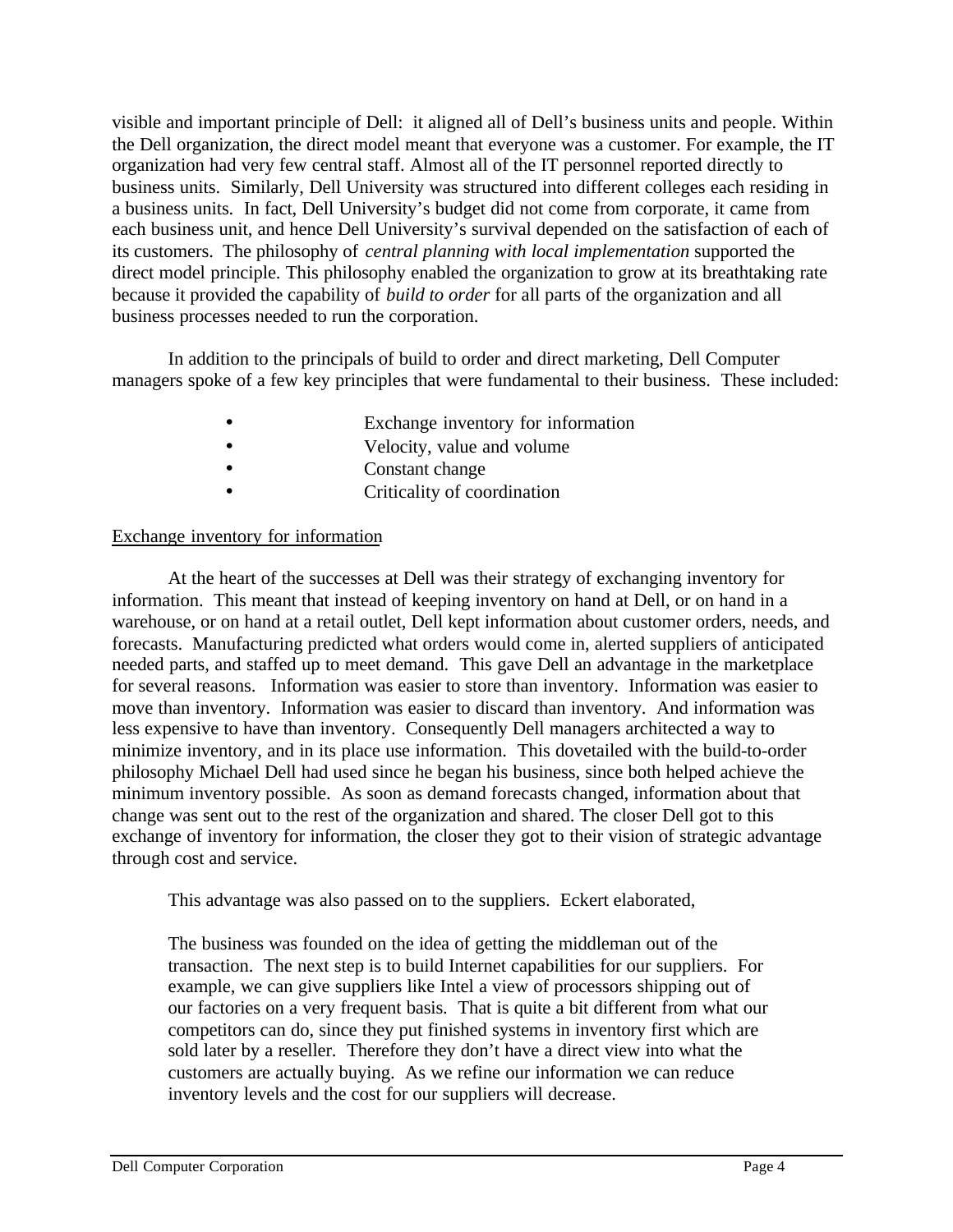visible and important principle of Dell: it aligned all of Dell's business units and people. Within the Dell organization, the direct model meant that everyone was a customer. For example, the IT organization had very few central staff. Almost all of the IT personnel reported directly to business units. Similarly, Dell University was structured into different colleges each residing in a business units. In fact, Dell University's budget did not come from corporate, it came from each business unit, and hence Dell University's survival depended on the satisfaction of each of its customers. The philosophy of *central planning with local implementation* supported the direct model principle. This philosophy enabled the organization to grow at its breathtaking rate because it provided the capability of *build to order* for all parts of the organization and all business processes needed to run the corporation.

In addition to the principals of build to order and direct marketing, Dell Computer managers spoke of a few key principles that were fundamental to their business. These included:

- Exchange inventory for information
- Velocity, value and volume
- Constant change
- Criticality of coordination

<u>Exchange inventory for information</u>

At the heart of the successes at Dell was their strategy of exchanging inventory for information. This meant that instead of keeping inventory on hand at Dell, or on hand in a warehouse, or on hand at a retail outlet, Dell kept information about customer orders, needs, and forecasts. Manufacturing predicted what orders would come in, alerted suppliers of anticipated needed parts, and staffed up to meet demand. This gave Dell an advantage in the marketplace for several reasons. Information was easier to store than inventory. Information was easier to move than inventory. Information was easier to discard than inventory. And information was less expensive to have than inventory. Consequently Dell managers architected a way to minimize inventory, and in its place use information. This dovetailed with the build-to-order philosophy Michael Dell had used since he began his business, since both helped achieve the minimum inventory possible. As soon as demand forecasts changed, information about that change was sent out to the rest of the organization and shared. The closer Dell got to this exchange of inventory for information, the closer they got to their vision of strategic advantage through cost and service.

This advantage was also passed on to the suppliers. Eckert elaborated,

> The business was founded on the idea of getting the middleman out of the transaction. The next step is to build Internet capabilities for our suppliers. For example, we can give suppliers like Intel a view of processors shipping out of our factories on a very frequent basis. That is quite a bit different from what our competitors can do, since they put finished systems in inventory first which are sold later by a reseller. Therefore they don't have a direct view into what the customers are actually buying. As we refine our information we can reduce inventory levels and the cost for our suppliers will decrease.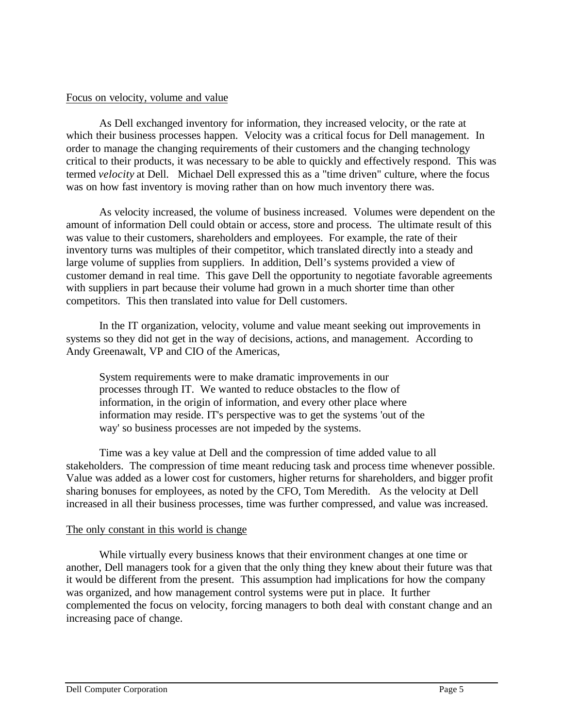## Focus on velocity, volume and value

As Dell exchanged inventory for information, they increased velocity, or the rate at which their business processes happen. Velocity was a critical focus for Dell management. In order to manage the changing requirements of their customers and the changing technology critical to their products, it was necessary to be able to quickly and effectively respond. This was termed *velocity* at Dell. Michael Dell expressed this as a "time driven" culture, where the focus was on how fast inventory is moving rather than on how much inventory there was.

As velocity increased, the volume of business increased. Volumes were dependent on the amount of information Dell could obtain or access, store and process. The ultimate result of this was value to their customers, shareholders and employees. For example, the rate of their inventory turns was multiples of their competitor, which translated directly into a steady and large volume of supplies from suppliers. In addition, Dell's systems provided a view of customer demand in real time. This gave Dell the opportunity to negotiate favorable agreements with suppliers in part because their volume had grown in a much shorter time than other competitors. This then translated into value for Dell customers.

In the IT organization, velocity, volume and value meant seeking out improvements in systems so they did not get in the way of decisions, actions, and management. According to Andy Greenawalt, VP and CIO of the Americas,

> System requirements were to make dramatic improvements in our processes through IT. We wanted to reduce obstacles to the flow of information, in the origin of information, and every other place where information may reside. IT's perspective was to get the systems 'out of the way' so business processes are not impeded by the systems.

Time was a key value at Dell and the compression of time added value to all stakeholders. The compression of time meant reducing task and process time whenever possible. Value was added as a lower cost for customers, higher returns for shareholders, and bigger profit sharing bonuses for employees, as noted by the CFO, Tom Meredith. As the velocity at Dell increased in all their business processes, time was further compressed, and value was increased.

## The only constant in this world is change

While virtually every business knows that their environment changes at one time or another, Dell managers took for a given that the only thing they knew about their future was that it would be different from the present. This assumption had implications for how the company was organized, and how management control systems were put in place. It further complemented the focus on velocity, forcing managers to both deal with constant change and an increasing pace of change.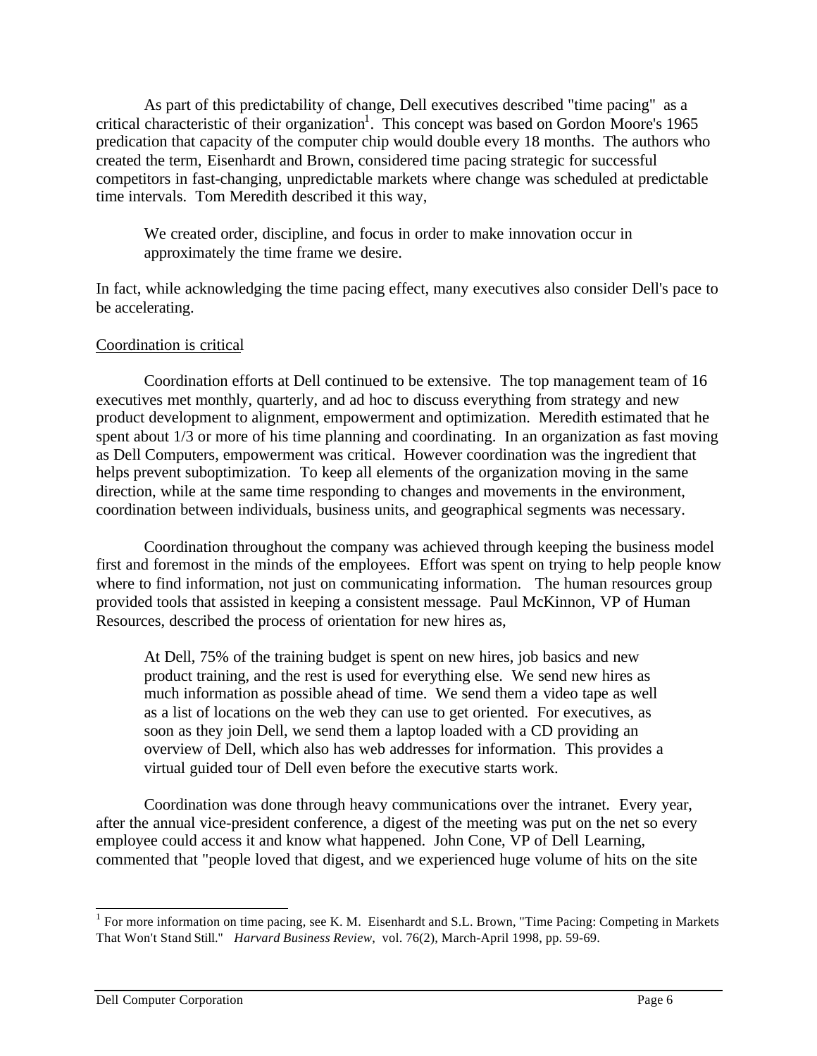As part of this predictability of change, Dell executives described "time pacing" as a critical characteristic of their organization[1]. This concept was based on Gordon Moore's 1965 predication that capacity of the computer chip would double every 18 months. The authors who created the term, Eisenhardt and Brown, considered time pacing strategic for successful competitors in fast-changing, unpredictable markets where change was scheduled at predictable time intervals. Tom Meredith described it this way,

> We created order, discipline, and focus in order to make innovation occur in approximately the time frame we desire.

In fact, while acknowledging the time pacing effect, many executives also consider Dell's pace to be accelerating.

## Coordination is critical

Coordination efforts at Dell continued to be extensive. The top management team of 16 executives met monthly, quarterly, and ad hoc to discuss everything from strategy and new product development to alignment, empowerment and optimization. Meredith estimated that he spent about 1/3 or more of his time planning and coordinating. In an organization as fast moving as Dell Computers, empowerment was critical. However coordination was the ingredient that helps prevent suboptimization. To keep all elements of the organization moving in the same direction, while at the same time responding to changes and movements in the environment, coordination between individuals, business units, and geographical segments was necessary.

Coordination throughout the company was achieved through keeping the business model first and foremost in the minds of the employees. Effort was spent on trying to help people know where to find information, not just on communicating information. The human resources group provided tools that assisted in keeping a consistent message. Paul McKinnon, VP of Human Resources, described the process of orientation for new hires as,

> At Dell, 75% of the training budget is spent on new hires, job basics and new product training, and the rest is used for everything else. We send new hires as much information as possible ahead of time. We send them a video tape as well as a list of locations on the web they can use to get oriented. For executives, as soon as they join Dell, we send them a laptop loaded with a CD providing an overview of Dell, which also has web addresses for information. This provides a virtual guided tour of Dell even before the executive starts work.

Coordination was done through heavy communications over the intranet. Every year, after the annual vice-president conference, a digest of the meeting was put on the net so every employee could access it and know what happened. John Cone, VP of Dell Learning, commented that "people loved that digest, and we experienced huge volume of hits on the site

---

[1] For more information on time pacing, see K. M. Eisenhardt and S.L. Brown, "Time Pacing: Competing in Markets That Won't Stand Still." *Harvard Business Review*, vol. 76(2), March-April 1998, pp. 59-69.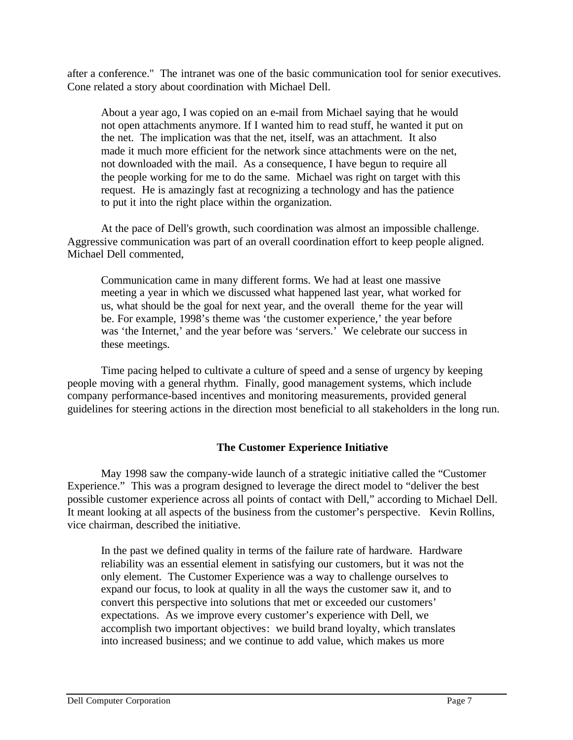after a conference." The intranet was one of the basic communication tool for senior executives. Cone related a story about coordination with Michael Dell.

> About a year ago, I was copied on an e-mail from Michael saying that he would not open attachments anymore. If I wanted him to read stuff, he wanted it put on the net. The implication was that the net, itself, was an attachment. It also made it much more efficient for the network since attachments were on the net, not downloaded with the mail. As a consequence, I have begun to require all the people working for me to do the same. Michael was right on target with this request. He is amazingly fast at recognizing a technology and has the patience to put it into the right place within the organization.

At the pace of Dell's growth, such coordination was almost an impossible challenge. Aggressive communication was part of an overall coordination effort to keep people aligned. Michael Dell commented,

> Communication came in many different forms. We had at least one massive meeting a year in which we discussed what happened last year, what worked for us, what should be the goal for next year, and the overall theme for the year will be. For example, 1998's theme was 'the customer experience,' the year before was 'the Internet,' and the year before was 'servers.' We celebrate our success in these meetings.

Time pacing helped to cultivate a culture of speed and a sense of urgency by keeping people moving with a general rhythm. Finally, good management systems, which include company performance-based incentives and monitoring measurements, provided general guidelines for steering actions in the direction most beneficial to all stakeholders in the long run.

## The Customer Experience Initiative

May 1998 saw the company-wide launch of a strategic initiative called the "Customer Experience." This was a program designed to leverage the direct model to "deliver the best possible customer experience across all points of contact with Dell," according to Michael Dell. It meant looking at all aspects of the business from the customer's perspective. Kevin Rollins, vice chairman, described the initiative.

> In the past we defined quality in terms of the failure rate of hardware. Hardware reliability was an essential element in satisfying our customers, but it was not the only element. The Customer Experience was a way to challenge ourselves to expand our focus, to look at quality in all the ways the customer saw it, and to convert this perspective into solutions that met or exceeded our customers' expectations. As we improve every customer's experience with Dell, we accomplish two important objectives: we build brand loyalty, which translates into increased business; and we continue to add value, which makes us more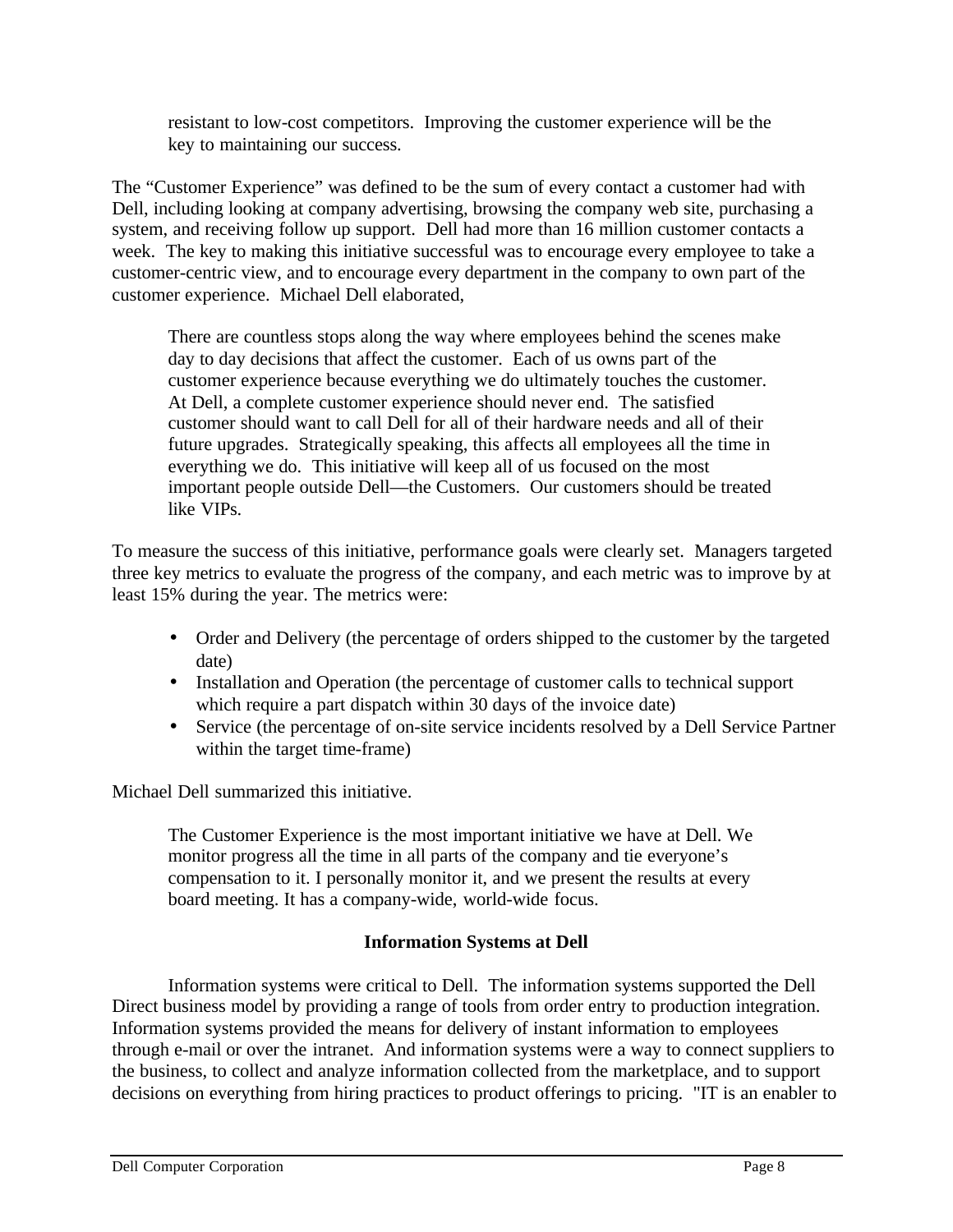> resistant to low-cost competitors. Improving the customer experience will be the key to maintaining our success.

The "Customer Experience" was defined to be the sum of every contact a customer had with Dell, including looking at company advertising, browsing the company web site, purchasing a system, and receiving follow up support. Dell had more than 16 million customer contacts a week. The key to making this initiative successful was to encourage every employee to take a customer-centric view, and to encourage every department in the company to own part of the customer experience. Michael Dell elaborated,

> There are countless stops along the way where employees behind the scenes make day to day decisions that affect the customer. Each of us owns part of the customer experience because everything we do ultimately touches the customer. At Dell, a complete customer experience should never end. The satisfied customer should want to call Dell for all of their hardware needs and all of their future upgrades. Strategically speaking, this affects all employees all the time in everything we do. This initiative will keep all of us focused on the most important people outside Dell—the Customers. Our customers should be treated like VIPs.

To measure the success of this initiative, performance goals were clearly set. Managers targeted three key metrics to evaluate the progress of the company, and each metric was to improve by at least 15% during the year. The metrics were:

- Order and Delivery (the percentage of orders shipped to the customer by the targeted date)
- Installation and Operation (the percentage of customer calls to technical support which require a part dispatch within 30 days of the invoice date)
- Service (the percentage of on-site service incidents resolved by a Dell Service Partner within the target time-frame)

Michael Dell summarized this initiative.

> The Customer Experience is the most important initiative we have at Dell. We monitor progress all the time in all parts of the company and tie everyone's compensation to it. I personally monitor it, and we present the results at every board meeting. It has a company-wide, world-wide focus.

## Information Systems at Dell

Information systems were critical to Dell. The information systems supported the Dell Direct business model by providing a range of tools from order entry to production integration. Information systems provided the means for delivery of instant information to employees through e-mail or over the intranet. And information systems were a way to connect suppliers to the business, to collect and analyze information collected from the marketplace, and to support decisions on everything from hiring practices to product offerings to pricing. "IT is an enabler to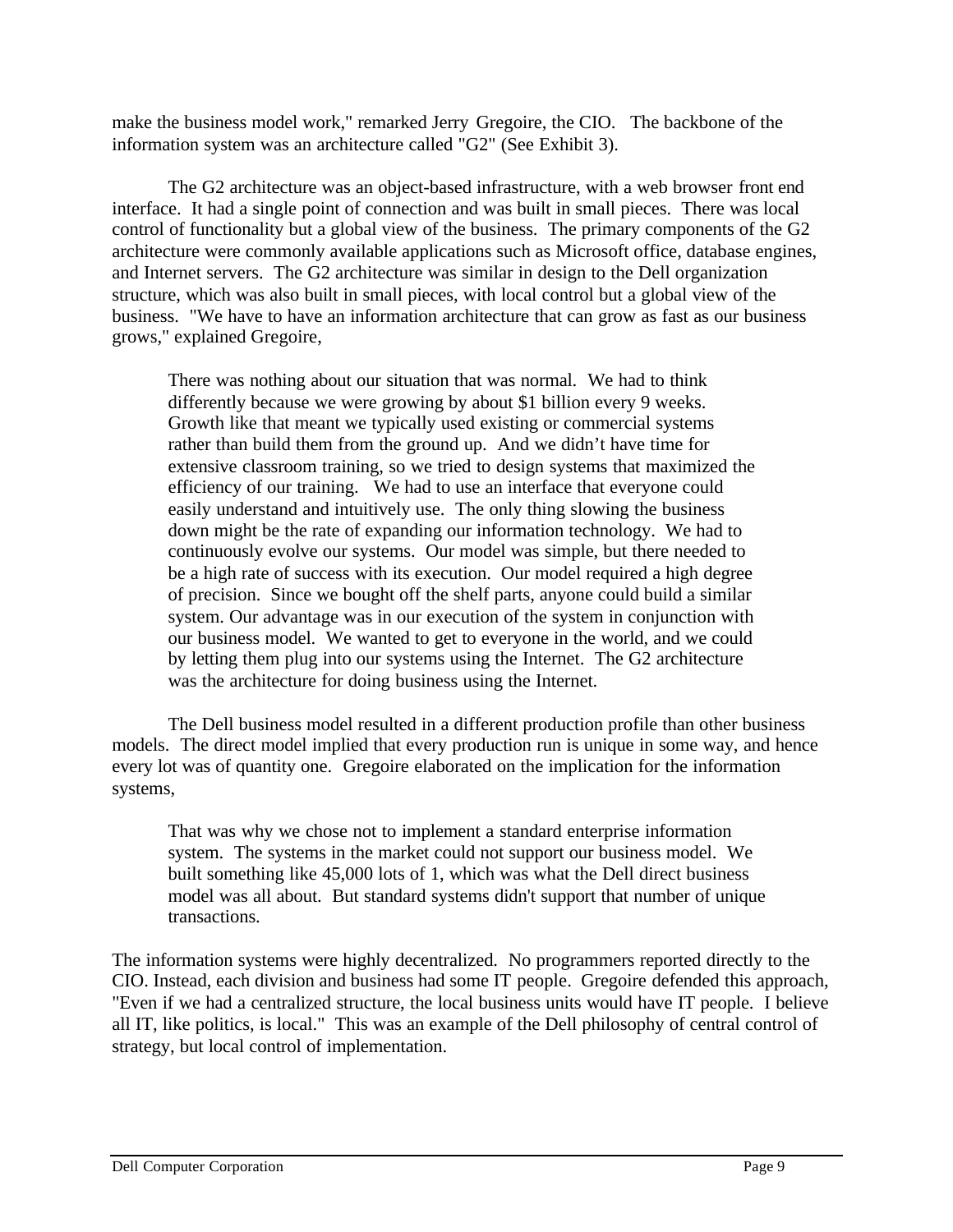make the business model work," remarked Jerry Gregoire, the CIO. The backbone of the information system was an architecture called "G2" (See Exhibit 3).

The G2 architecture was an object-based infrastructure, with a web browser front end interface. It had a single point of connection and was built in small pieces. There was local control of functionality but a global view of the business. The primary components of the G2 architecture were commonly available applications such as Microsoft office, database engines, and Internet servers. The G2 architecture was similar in design to the Dell organization structure, which was also built in small pieces, with local control but a global view of the business. "We have to have an information architecture that can grow as fast as our business grows," explained Gregoire,

> There was nothing about our situation that was normal. We had to think differently because we were growing by about $1 billion every 9 weeks. Growth like that meant we typically used existing or commercial systems rather than build them from the ground up. And we didn't have time for extensive classroom training, so we tried to design systems that maximized the efficiency of our training. We had to use an interface that everyone could easily understand and intuitively use. The only thing slowing the business down might be the rate of expanding our information technology. We had to continuously evolve our systems. Our model was simple, but there needed to be a high rate of success with its execution. Our model required a high degree of precision. Since we bought off the shelf parts, anyone could build a similar system. Our advantage was in our execution of the system in conjunction with our business model. We wanted to get to everyone in the world, and we could by letting them plug into our systems using the Internet. The G2 architecture was the architecture for doing business using the Internet.

The Dell business model resulted in a different production profile than other business models. The direct model implied that every production run is unique in some way, and hence every lot was of quantity one. Gregoire elaborated on the implication for the information systems,

> That was why we chose not to implement a standard enterprise information system. The systems in the market could not support our business model. We built something like 45,000 lots of 1, which was what the Dell direct business model was all about. But standard systems didn't support that number of unique transactions.

The information systems were highly decentralized. No programmers reported directly to the CIO. Instead, each division and business had some IT people. Gregoire defended this approach, "Even if we had a centralized structure, the local business units would have IT people. I believe all IT, like politics, is local." This was an example of the Dell philosophy of central control of strategy, but local control of implementation.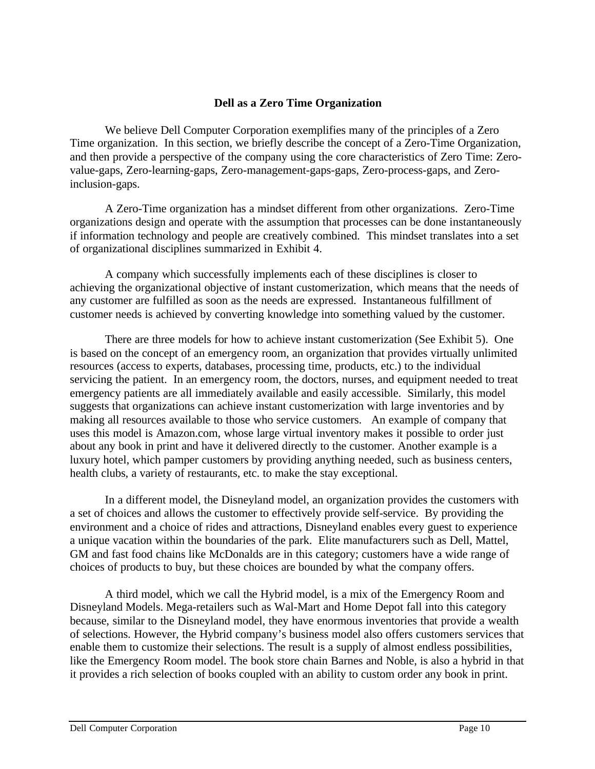## Dell as a Zero Time Organization

We believe Dell Computer Corporation exemplifies many of the principles of a Zero Time organization. In this section, we briefly describe the concept of a Zero-Time Organization, and then provide a perspective of the company using the core characteristics of Zero Time: Zero-value-gaps, Zero-learning-gaps, Zero-management-gaps-gaps, Zero-process-gaps, and Zero-inclusion-gaps.

A Zero-Time organization has a mindset different from other organizations. Zero-Time organizations design and operate with the assumption that processes can be done instantaneously if information technology and people are creatively combined. This mindset translates into a set of organizational disciplines summarized in Exhibit 4.

A company which successfully implements each of these disciplines is closer to achieving the organizational objective of instant customerization, which means that the needs of any customer are fulfilled as soon as the needs are expressed. Instantaneous fulfillment of customer needs is achieved by converting knowledge into something valued by the customer.

There are three models for how to achieve instant customerization (See Exhibit 5). One is based on the concept of an emergency room, an organization that provides virtually unlimited resources (access to experts, databases, processing time, products, etc.) to the individual servicing the patient. In an emergency room, the doctors, nurses, and equipment needed to treat emergency patients are all immediately available and easily accessible. Similarly, this model suggests that organizations can achieve instant customerization with large inventories and by making all resources available to those who service customers. An example of company that uses this model is Amazon.com, whose large virtual inventory makes it possible to order just about any book in print and have it delivered directly to the customer. Another example is a luxury hotel, which pamper customers by providing anything needed, such as business centers, health clubs, a variety of restaurants, etc. to make the stay exceptional.

In a different model, the Disneyland model, an organization provides the customers with a set of choices and allows the customer to effectively provide self-service. By providing the environment and a choice of rides and attractions, Disneyland enables every guest to experience a unique vacation within the boundaries of the park. Elite manufacturers such as Dell, Mattel, GM and fast food chains like McDonalds are in this category; customers have a wide range of choices of products to buy, but these choices are bounded by what the company offers.

A third model, which we call the Hybrid model, is a mix of the Emergency Room and Disneyland Models. Mega-retailers such as Wal-Mart and Home Depot fall into this category because, similar to the Disneyland model, they have enormous inventories that provide a wealth of selections. However, the Hybrid company's business model also offers customers services that enable them to customize their selections. The result is a supply of almost endless possibilities, like the Emergency Room model. The book store chain Barnes and Noble, is also a hybrid in that it provides a rich selection of books coupled with an ability to custom order any book in print.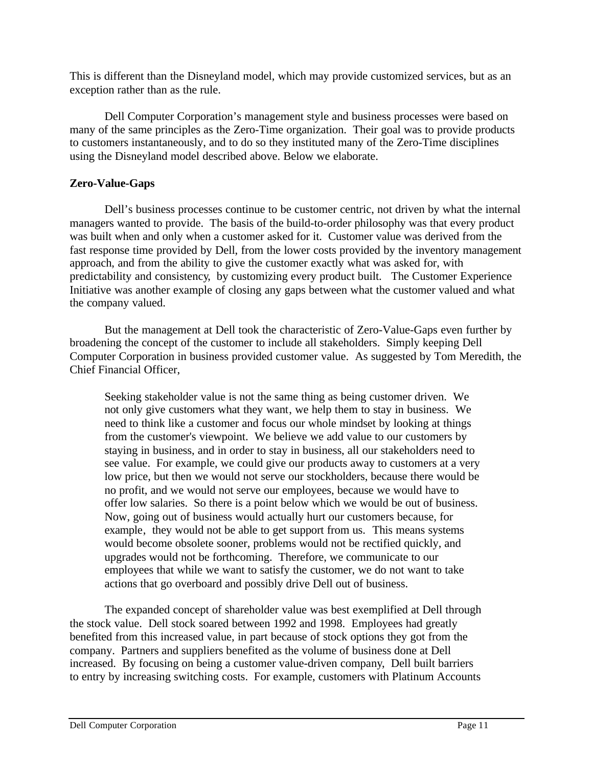This is different than the Disneyland model, which may provide customized services, but as an exception rather than as the rule.

Dell Computer Corporation's management style and business processes were based on many of the same principles as the Zero-Time organization. Their goal was to provide products to customers instantaneously, and to do so they instituted many of the Zero-Time disciplines using the Disneyland model described above. Below we elaborate.

**Zero-Value-Gaps**

Dell's business processes continue to be customer centric, not driven by what the internal managers wanted to provide. The basis of the build-to-order philosophy was that every product was built when and only when a customer asked for it. Customer value was derived from the fast response time provided by Dell, from the lower costs provided by the inventory management approach, and from the ability to give the customer exactly what was asked for, with predictability and consistency, by customizing every product built. The Customer Experience Initiative was another example of closing any gaps between what the customer valued and what the company valued.

But the management at Dell took the characteristic of Zero-Value-Gaps even further by broadening the concept of the customer to include all stakeholders. Simply keeping Dell Computer Corporation in business provided customer value. As suggested by Tom Meredith, the Chief Financial Officer,

> Seeking stakeholder value is not the same thing as being customer driven. We not only give customers what they want, we help them to stay in business. We need to think like a customer and focus our whole mindset by looking at things from the customer's viewpoint. We believe we add value to our customers by staying in business, and in order to stay in business, all our stakeholders need to see value. For example, we could give our products away to customers at a very low price, but then we would not serve our stockholders, because there would be no profit, and we would not serve our employees, because we would have to offer low salaries. So there is a point below which we would be out of business. Now, going out of business would actually hurt our customers because, for example, they would not be able to get support from us. This means systems would become obsolete sooner, problems would not be rectified quickly, and upgrades would not be forthcoming. Therefore, we communicate to our employees that while we want to satisfy the customer, we do not want to take actions that go overboard and possibly drive Dell out of business.

The expanded concept of shareholder value was best exemplified at Dell through the stock value. Dell stock soared between 1992 and 1998. Employees had greatly benefited from this increased value, in part because of stock options they got from the company. Partners and suppliers benefited as the volume of business done at Dell increased. By focusing on being a customer value-driven company, Dell built barriers to entry by increasing switching costs. For example, customers with Platinum Accounts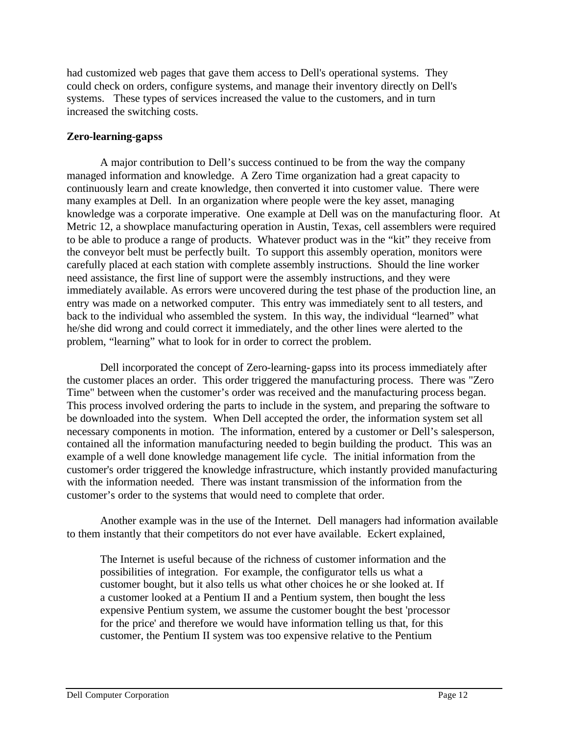had customized web pages that gave them access to Dell's operational systems. They could check on orders, configure systems, and manage their inventory directly on Dell's systems. These types of services increased the value to the customers, and in turn increased the switching costs.

**Zero-learning-gapss**

A major contribution to Dell's success continued to be from the way the company managed information and knowledge. A Zero Time organization had a great capacity to continuously learn and create knowledge, then converted it into customer value. There were many examples at Dell. In an organization where people were the key asset, managing knowledge was a corporate imperative. One example at Dell was on the manufacturing floor. At Metric 12, a showplace manufacturing operation in Austin, Texas, cell assemblers were required to be able to produce a range of products. Whatever product was in the "kit" they receive from the conveyor belt must be perfectly built. To support this assembly operation, monitors were carefully placed at each station with complete assembly instructions. Should the line worker need assistance, the first line of support were the assembly instructions, and they were immediately available. As errors were uncovered during the test phase of the production line, an entry was made on a networked computer. This entry was immediately sent to all testers, and back to the individual who assembled the system. In this way, the individual "learned" what he/she did wrong and could correct it immediately, and the other lines were alerted to the problem, "learning" what to look for in order to correct the problem.

Dell incorporated the concept of Zero-learning-gapss into its process immediately after the customer places an order. This order triggered the manufacturing process. There was "Zero Time" between when the customer's order was received and the manufacturing process began. This process involved ordering the parts to include in the system, and preparing the software to be downloaded into the system. When Dell accepted the order, the information system set all necessary components in motion. The information, entered by a customer or Dell's salesperson, contained all the information manufacturing needed to begin building the product. This was an example of a well done knowledge management life cycle. The initial information from the customer's order triggered the knowledge infrastructure, which instantly provided manufacturing with the information needed. There was instant transmission of the information from the customer's order to the systems that would need to complete that order.

Another example was in the use of the Internet. Dell managers had information available to them instantly that their competitors do not ever have available. Eckert explained,

> The Internet is useful because of the richness of customer information and the possibilities of integration. For example, the configurator tells us what a customer bought, but it also tells us what other choices he or she looked at. If a customer looked at a Pentium II and a Pentium system, then bought the less expensive Pentium system, we assume the customer bought the best 'processor for the price' and therefore we would have information telling us that, for this customer, the Pentium II system was too expensive relative to the Pentium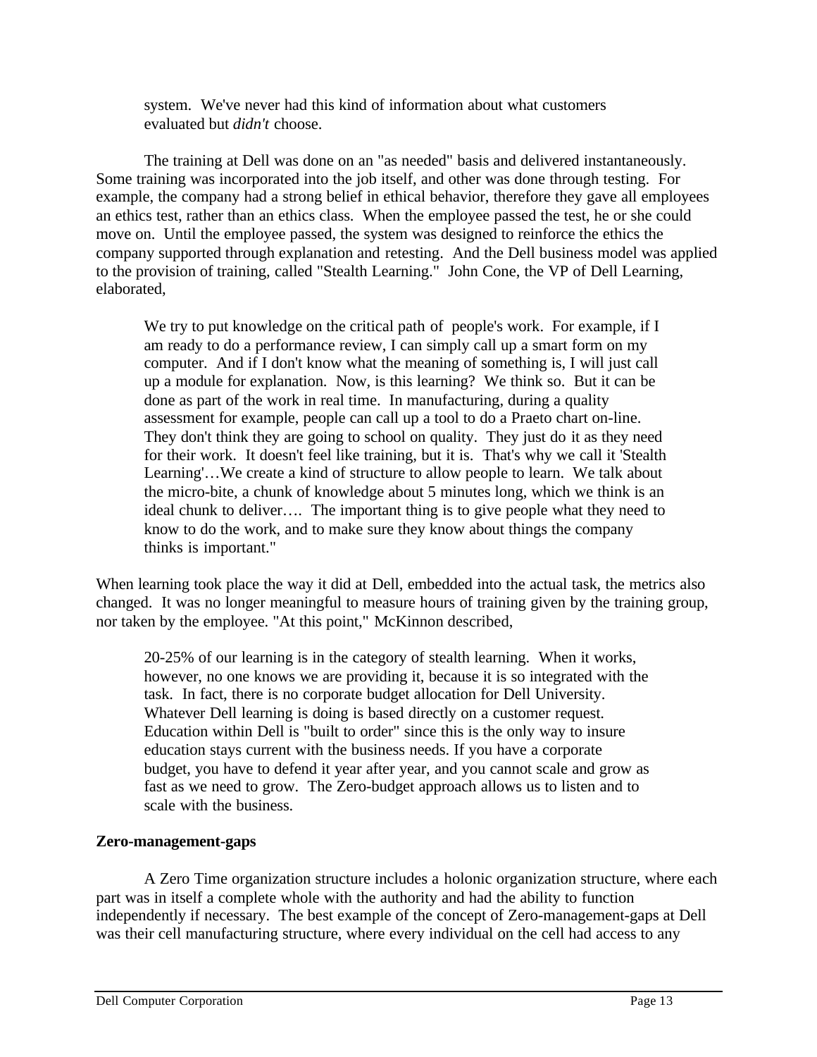> system. We've never had this kind of information about what customers evaluated but *didn't* choose.

The training at Dell was done on an "as needed" basis and delivered instantaneously. Some training was incorporated into the job itself, and other was done through testing. For example, the company had a strong belief in ethical behavior, therefore they gave all employees an ethics test, rather than an ethics class. When the employee passed the test, he or she could move on. Until the employee passed, the system was designed to reinforce the ethics the company supported through explanation and retesting. And the Dell business model was applied to the provision of training, called "Stealth Learning." John Cone, the VP of Dell Learning, elaborated,

> We try to put knowledge on the critical path of people's work. For example, if I am ready to do a performance review, I can simply call up a smart form on my computer. And if I don't know what the meaning of something is, I will just call up a module for explanation. Now, is this learning? We think so. But it can be done as part of the work in real time. In manufacturing, during a quality assessment for example, people can call up a tool to do a Praeto chart on-line. They don't think they are going to school on quality. They just do it as they need for their work. It doesn't feel like training, but it is. That's why we call it 'Stealth Learning'…We create a kind of structure to allow people to learn. We talk about the micro-bite, a chunk of knowledge about 5 minutes long, which we think is an ideal chunk to deliver…. The important thing is to give people what they need to know to do the work, and to make sure they know about things the company thinks is important."

When learning took place the way it did at Dell, embedded into the actual task, the metrics also changed. It was no longer meaningful to measure hours of training given by the training group, nor taken by the employee. "At this point," McKinnon described,

> 20-25% of our learning is in the category of stealth learning. When it works, however, no one knows we are providing it, because it is so integrated with the task. In fact, there is no corporate budget allocation for Dell University. Whatever Dell learning is doing is based directly on a customer request. Education within Dell is "built to order" since this is the only way to insure education stays current with the business needs. If you have a corporate budget, you have to defend it year after year, and you cannot scale and grow as fast as we need to grow. The Zero-budget approach allows us to listen and to scale with the business.

**Zero-management-gaps**

A Zero Time organization structure includes a holonic organization structure, where each part was in itself a complete whole with the authority and had the ability to function independently if necessary. The best example of the concept of Zero-management-gaps at Dell was their cell manufacturing structure, where every individual on the cell had access to any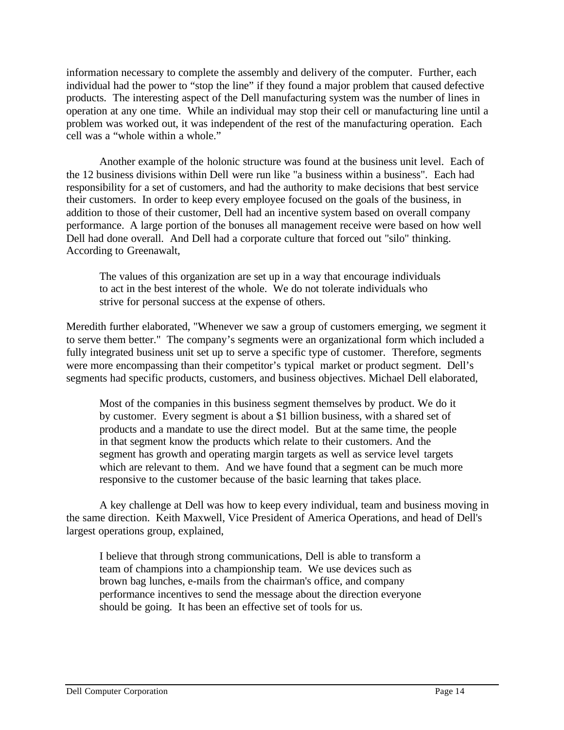information necessary to complete the assembly and delivery of the computer. Further, each individual had the power to "stop the line" if they found a major problem that caused defective products. The interesting aspect of the Dell manufacturing system was the number of lines in operation at any one time. While an individual may stop their cell or manufacturing line until a problem was worked out, it was independent of the rest of the manufacturing operation. Each cell was a "whole within a whole."

Another example of the holonic structure was found at the business unit level. Each of the 12 business divisions within Dell were run like "a business within a business". Each had responsibility for a set of customers, and had the authority to make decisions that best service their customers. In order to keep every employee focused on the goals of the business, in addition to those of their customer, Dell had an incentive system based on overall company performance. A large portion of the bonuses all management receive were based on how well Dell had done overall. And Dell had a corporate culture that forced out "silo" thinking. According to Greenawalt,

> The values of this organization are set up in a way that encourage individuals to act in the best interest of the whole. We do not tolerate individuals who strive for personal success at the expense of others.

Meredith further elaborated, "Whenever we saw a group of customers emerging, we segment it to serve them better." The company's segments were an organizational form which included a fully integrated business unit set up to serve a specific type of customer. Therefore, segments were more encompassing than their competitor's typical market or product segment. Dell's segments had specific products, customers, and business objectives. Michael Dell elaborated,

> Most of the companies in this business segment themselves by product. We do it by customer. Every segment is about a $1 billion business, with a shared set of products and a mandate to use the direct model. But at the same time, the people in that segment know the products which relate to their customers. And the segment has growth and operating margin targets as well as service level targets which are relevant to them. And we have found that a segment can be much more responsive to the customer because of the basic learning that takes place.

A key challenge at Dell was how to keep every individual, team and business moving in the same direction. Keith Maxwell, Vice President of America Operations, and head of Dell's largest operations group, explained,

> I believe that through strong communications, Dell is able to transform a team of champions into a championship team. We use devices such as brown bag lunches, e-mails from the chairman's office, and company performance incentives to send the message about the direction everyone should be going. It has been an effective set of tools for us.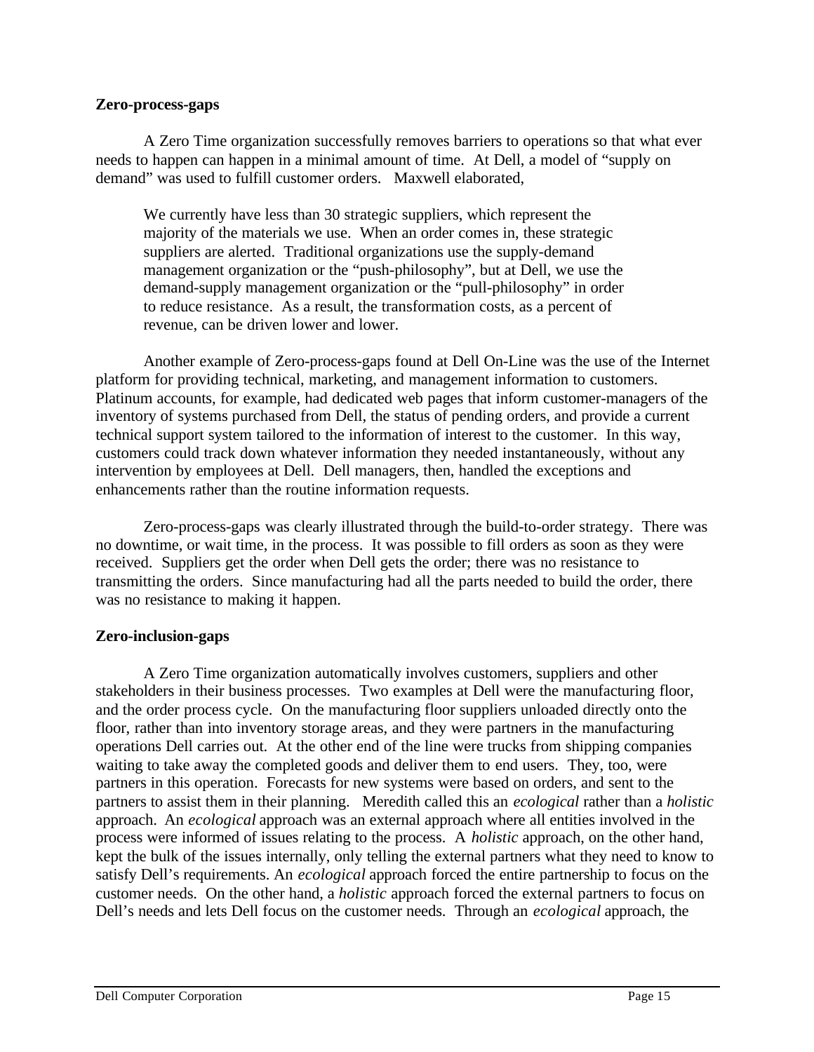**Zero-process-gaps**

A Zero Time organization successfully removes barriers to operations so that what ever needs to happen can happen in a minimal amount of time. At Dell, a model of "supply on demand" was used to fulfill customer orders. Maxwell elaborated,

> We currently have less than 30 strategic suppliers, which represent the majority of the materials we use. When an order comes in, these strategic suppliers are alerted. Traditional organizations use the supply-demand management organization or the "push-philosophy", but at Dell, we use the demand-supply management organization or the "pull-philosophy" in order to reduce resistance. As a result, the transformation costs, as a percent of revenue, can be driven lower and lower.

Another example of Zero-process-gaps found at Dell On-Line was the use of the Internet platform for providing technical, marketing, and management information to customers. Platinum accounts, for example, had dedicated web pages that inform customer-managers of the inventory of systems purchased from Dell, the status of pending orders, and provide a current technical support system tailored to the information of interest to the customer. In this way, customers could track down whatever information they needed instantaneously, without any intervention by employees at Dell. Dell managers, then, handled the exceptions and enhancements rather than the routine information requests.

Zero-process-gaps was clearly illustrated through the build-to-order strategy. There was no downtime, or wait time, in the process. It was possible to fill orders as soon as they were received. Suppliers get the order when Dell gets the order; there was no resistance to transmitting the orders. Since manufacturing had all the parts needed to build the order, there was no resistance to making it happen.

**Zero-inclusion-gaps**

A Zero Time organization automatically involves customers, suppliers and other stakeholders in their business processes. Two examples at Dell were the manufacturing floor, and the order process cycle. On the manufacturing floor suppliers unloaded directly onto the floor, rather than into inventory storage areas, and they were partners in the manufacturing operations Dell carries out. At the other end of the line were trucks from shipping companies waiting to take away the completed goods and deliver them to end users. They, too, were partners in this operation. Forecasts for new systems were based on orders, and sent to the partners to assist them in their planning. Meredith called this an *ecological* rather than a *holistic* approach. An *ecological* approach was an external approach where all entities involved in the process were informed of issues relating to the process. A *holistic* approach, on the other hand, kept the bulk of the issues internally, only telling the external partners what they need to know to satisfy Dell's requirements. An *ecological* approach forced the entire partnership to focus on the customer needs. On the other hand, a *holistic* approach forced the external partners to focus on Dell's needs and lets Dell focus on the customer needs. Through an *ecological* approach, the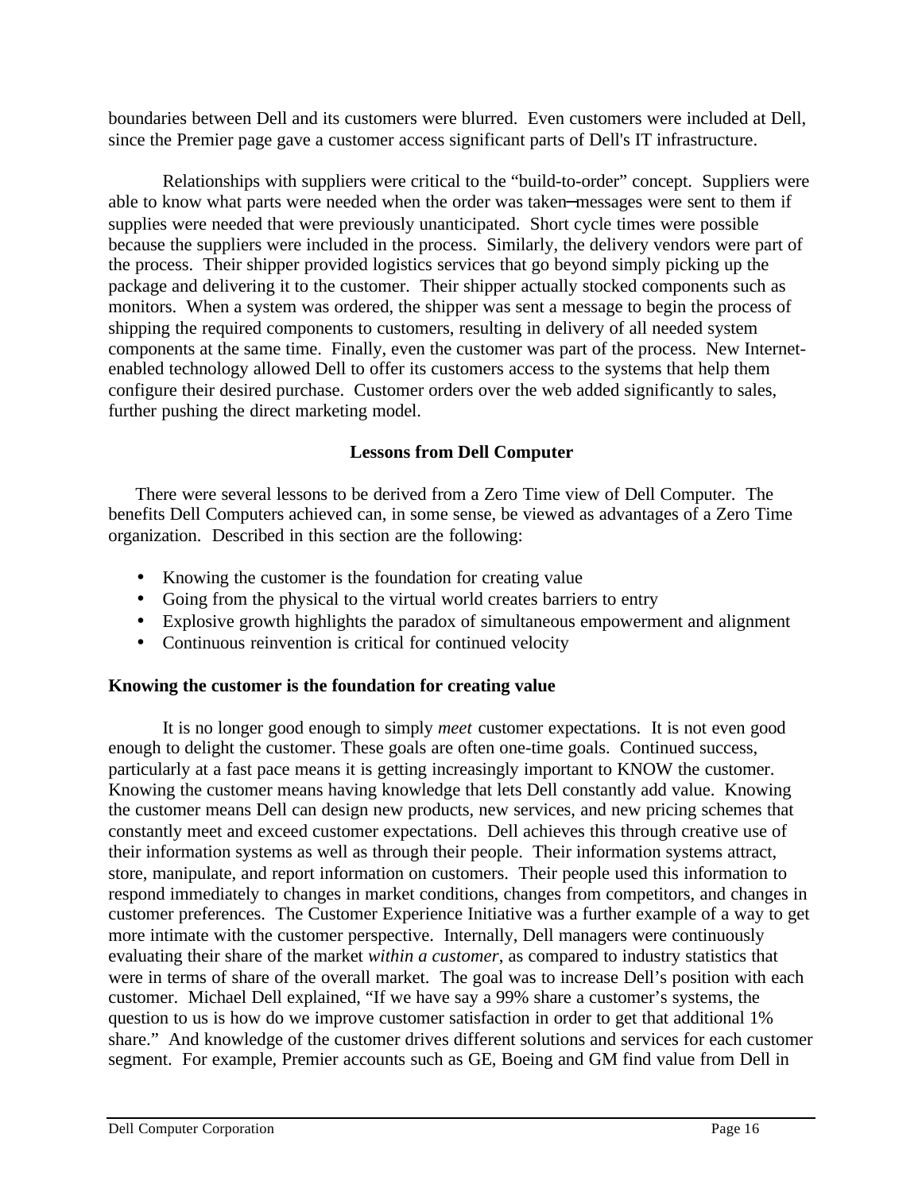boundaries between Dell and its customers were blurred. Even customers were included at Dell, since the Premier page gave a customer access significant parts of Dell's IT infrastructure.

Relationships with suppliers were critical to the "build-to-order" concept. Suppliers were able to know what parts were needed when the order was taken—messages were sent to them if supplies were needed that were previously unanticipated. Short cycle times were possible because the suppliers were included in the process. Similarly, the delivery vendors were part of the process. Their shipper provided logistics services that go beyond simply picking up the package and delivering it to the customer. Their shipper actually stocked components such as monitors. When a system was ordered, the shipper was sent a message to begin the process of shipping the required components to customers, resulting in delivery of all needed system components at the same time. Finally, even the customer was part of the process. New Internet-enabled technology allowed Dell to offer its customers access to the systems that help them configure their desired purchase. Customer orders over the web added significantly to sales, further pushing the direct marketing model.

## Lessons from Dell Computer

There were several lessons to be derived from a Zero Time view of Dell Computer. The benefits Dell Computers achieved can, in some sense, be viewed as advantages of a Zero Time organization. Described in this section are the following:

- Knowing the customer is the foundation for creating value
- Going from the physical to the virtual world creates barriers to entry
- Explosive growth highlights the paradox of simultaneous empowerment and alignment
- Continuous reinvention is critical for continued velocity

### Knowing the customer is the foundation for creating value

It is no longer good enough to simply *meet* customer expectations. It is not even good enough to delight the customer. These goals are often one-time goals. Continued success, particularly at a fast pace means it is getting increasingly important to KNOW the customer. Knowing the customer means having knowledge that lets Dell constantly add value. Knowing the customer means Dell can design new products, new services, and new pricing schemes that constantly meet and exceed customer expectations. Dell achieves this through creative use of their information systems as well as through their people. Their information systems attract, store, manipulate, and report information on customers. Their people used this information to respond immediately to changes in market conditions, changes from competitors, and changes in customer preferences. The Customer Experience Initiative was a further example of a way to get more intimate with the customer perspective. Internally, Dell managers were continuously evaluating their share of the market *within a customer,* as compared to industry statistics that were in terms of share of the overall market. The goal was to increase Dell's position with each customer. Michael Dell explained, "If we have say a 99% share a customer's systems, the question to us is how do we improve customer satisfaction in order to get that additional 1% share." And knowledge of the customer drives different solutions and services for each customer segment. For example, Premier accounts such as GE, Boeing and GM find value from Dell in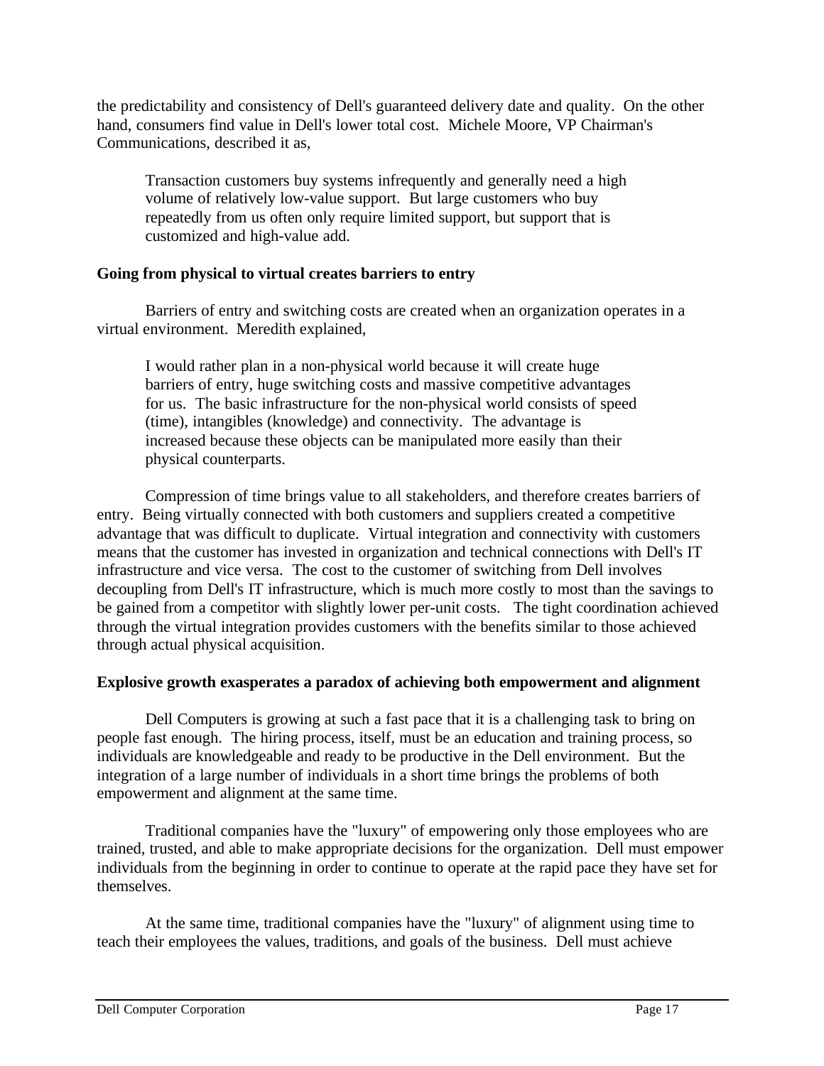the predictability and consistency of Dell's guaranteed delivery date and quality. On the other hand, consumers find value in Dell's lower total cost. Michele Moore, VP Chairman's Communications, described it as,

> Transaction customers buy systems infrequently and generally need a high volume of relatively low-value support. But large customers who buy repeatedly from us often only require limited support, but support that is customized and high-value add.

**Going from physical to virtual creates barriers to entry**

Barriers of entry and switching costs are created when an organization operates in a virtual environment. Meredith explained,

> I would rather plan in a non-physical world because it will create huge barriers of entry, huge switching costs and massive competitive advantages for us. The basic infrastructure for the non-physical world consists of speed (time), intangibles (knowledge) and connectivity. The advantage is increased because these objects can be manipulated more easily than their physical counterparts.

Compression of time brings value to all stakeholders, and therefore creates barriers of entry. Being virtually connected with both customers and suppliers created a competitive advantage that was difficult to duplicate. Virtual integration and connectivity with customers means that the customer has invested in organization and technical connections with Dell's IT infrastructure and vice versa. The cost to the customer of switching from Dell involves decoupling from Dell's IT infrastructure, which is much more costly to most than the savings to be gained from a competitor with slightly lower per-unit costs. The tight coordination achieved through the virtual integration provides customers with the benefits similar to those achieved through actual physical acquisition.

**Explosive growth exasperates a paradox of achieving both empowerment and alignment**

Dell Computers is growing at such a fast pace that it is a challenging task to bring on people fast enough. The hiring process, itself, must be an education and training process, so individuals are knowledgeable and ready to be productive in the Dell environment. But the integration of a large number of individuals in a short time brings the problems of both empowerment and alignment at the same time.

Traditional companies have the "luxury" of empowering only those employees who are trained, trusted, and able to make appropriate decisions for the organization. Dell must empower individuals from the beginning in order to continue to operate at the rapid pace they have set for themselves.

At the same time, traditional companies have the "luxury" of alignment using time to teach their employees the values, traditions, and goals of the business. Dell must achieve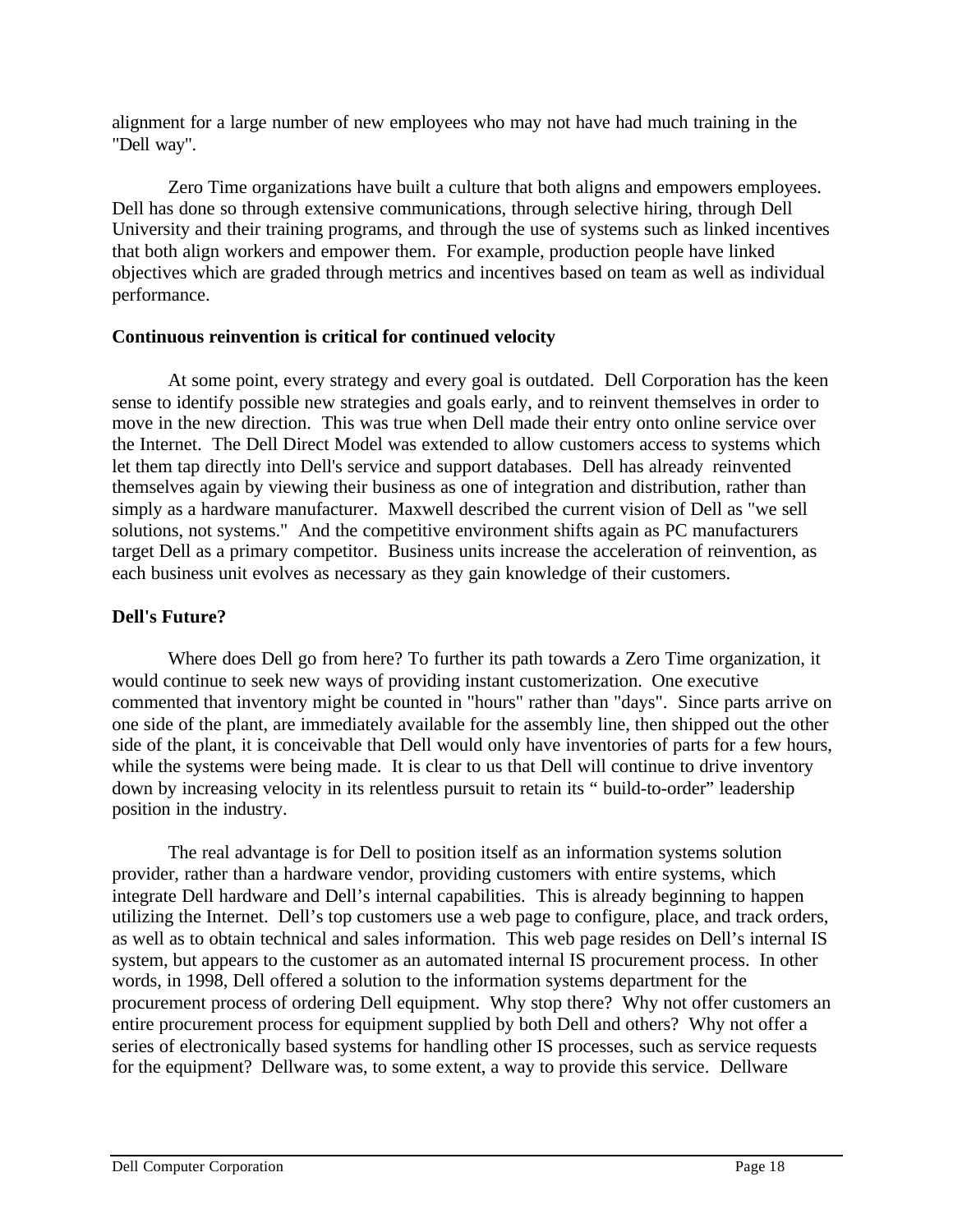alignment for a large number of new employees who may not have had much training in the "Dell way".

Zero Time organizations have built a culture that both aligns and empowers employees. Dell has done so through extensive communications, through selective hiring, through Dell University and their training programs, and through the use of systems such as linked incentives that both align workers and empower them. For example, production people have linked objectives which are graded through metrics and incentives based on team as well as individual performance.

**Continuous reinvention is critical for continued velocity**

At some point, every strategy and every goal is outdated. Dell Corporation has the keen sense to identify possible new strategies and goals early, and to reinvent themselves in order to move in the new direction. This was true when Dell made their entry onto online service over the Internet. The Dell Direct Model was extended to allow customers access to systems which let them tap directly into Dell's service and support databases. Dell has already reinvented themselves again by viewing their business as one of integration and distribution, rather than simply as a hardware manufacturer. Maxwell described the current vision of Dell as "we sell solutions, not systems." And the competitive environment shifts again as PC manufacturers target Dell as a primary competitor. Business units increase the acceleration of reinvention, as each business unit evolves as necessary as they gain knowledge of their customers.

**Dell's Future?**

Where does Dell go from here? To further its path towards a Zero Time organization, it would continue to seek new ways of providing instant customerization. One executive commented that inventory might be counted in "hours" rather than "days". Since parts arrive on one side of the plant, are immediately available for the assembly line, then shipped out the other side of the plant, it is conceivable that Dell would only have inventories of parts for a few hours, while the systems were being made. It is clear to us that Dell will continue to drive inventory down by increasing velocity in its relentless pursuit to retain its " build-to-order" leadership position in the industry.

The real advantage is for Dell to position itself as an information systems solution provider, rather than a hardware vendor, providing customers with entire systems, which integrate Dell hardware and Dell's internal capabilities. This is already beginning to happen utilizing the Internet. Dell's top customers use a web page to configure, place, and track orders, as well as to obtain technical and sales information. This web page resides on Dell's internal IS system, but appears to the customer as an automated internal IS procurement process. In other words, in 1998, Dell offered a solution to the information systems department for the procurement process of ordering Dell equipment. Why stop there? Why not offer customers an entire procurement process for equipment supplied by both Dell and others? Why not offer a series of electronically based systems for handling other IS processes, such as service requests for the equipment? Dellware was, to some extent, a way to provide this service. Dellware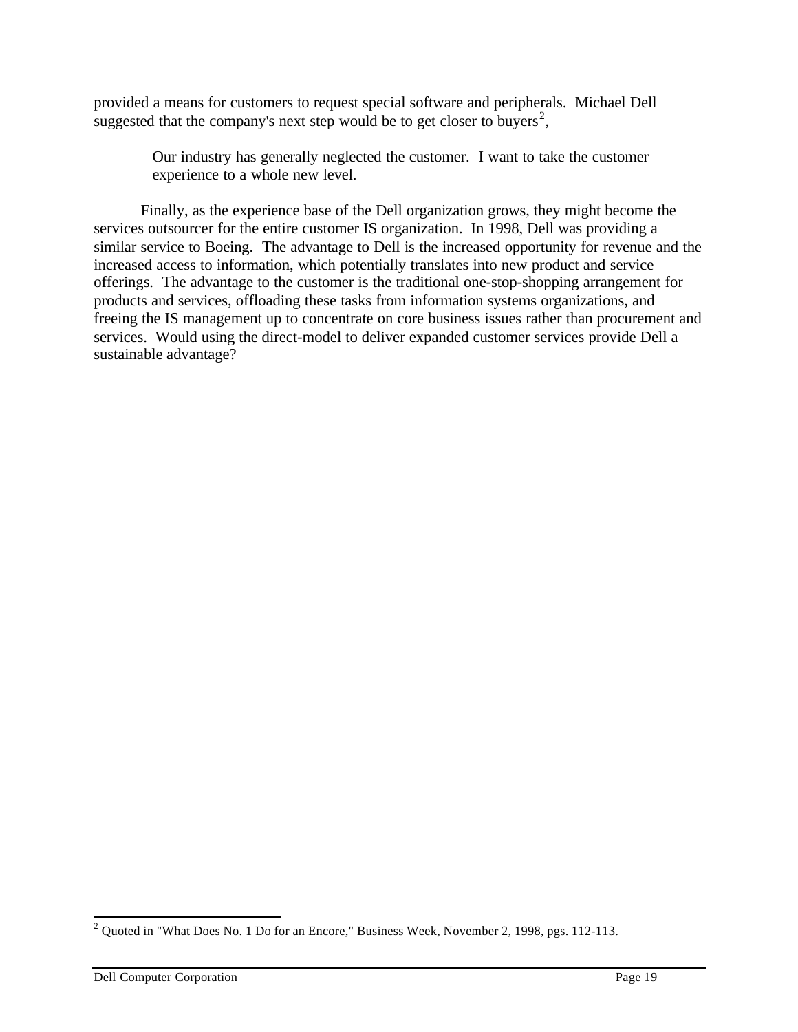provided a means for customers to request special software and peripherals. Michael Dell suggested that the company's next step would be to get closer to buyers[2],

> Our industry has generally neglected the customer. I want to take the customer experience to a whole new level.

Finally, as the experience base of the Dell organization grows, they might become the services outsourcer for the entire customer IS organization. In 1998, Dell was providing a similar service to Boeing. The advantage to Dell is the increased opportunity for revenue and the increased access to information, which potentially translates into new product and service offerings. The advantage to the customer is the traditional one-stop-shopping arrangement for products and services, offloading these tasks from information systems organizations, and freeing the IS management up to concentrate on core business issues rather than procurement and services. Would using the direct-model to deliver expanded customer services provide Dell a sustainable advantage?

---

[2] Quoted in "What Does No. 1 Do for an Encore," Business Week, November 2, 1998, pgs. 112-113.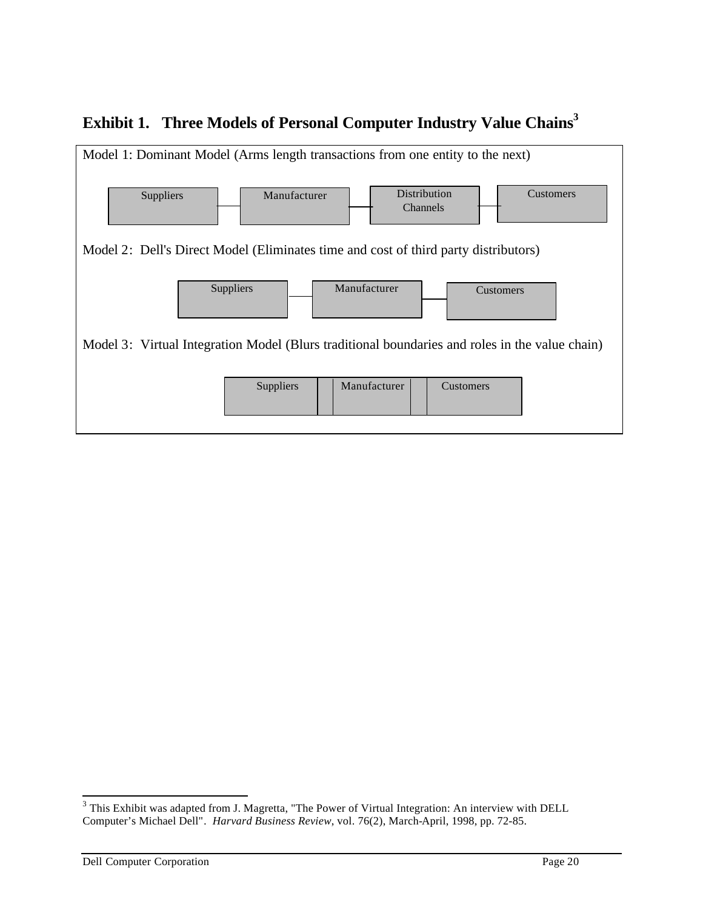## Exhibit 1. Three Models of Personal Computer Industry Value Chains[3]

Model 1: Dominant Model (Arms length transactions from one entity to the next)

Suppliers — Manufacturer — Distribution Channels — Customers

Model 2: Dell's Direct Model (Eliminates time and cost of third party distributors)

Suppliers — Manufacturer — Customers

Model 3: Virtual Integration Model (Blurs traditional boundaries and roles in the value chain)

| Suppliers | Manufacturer | Customers |
|---|---|---|

---

[3] This Exhibit was adapted from J. Magretta, "The Power of Virtual Integration: An interview with DELL Computer's Michael Dell". *Harvard Business Review*, vol. 76(2), March-April, 1998, pp. 72-85.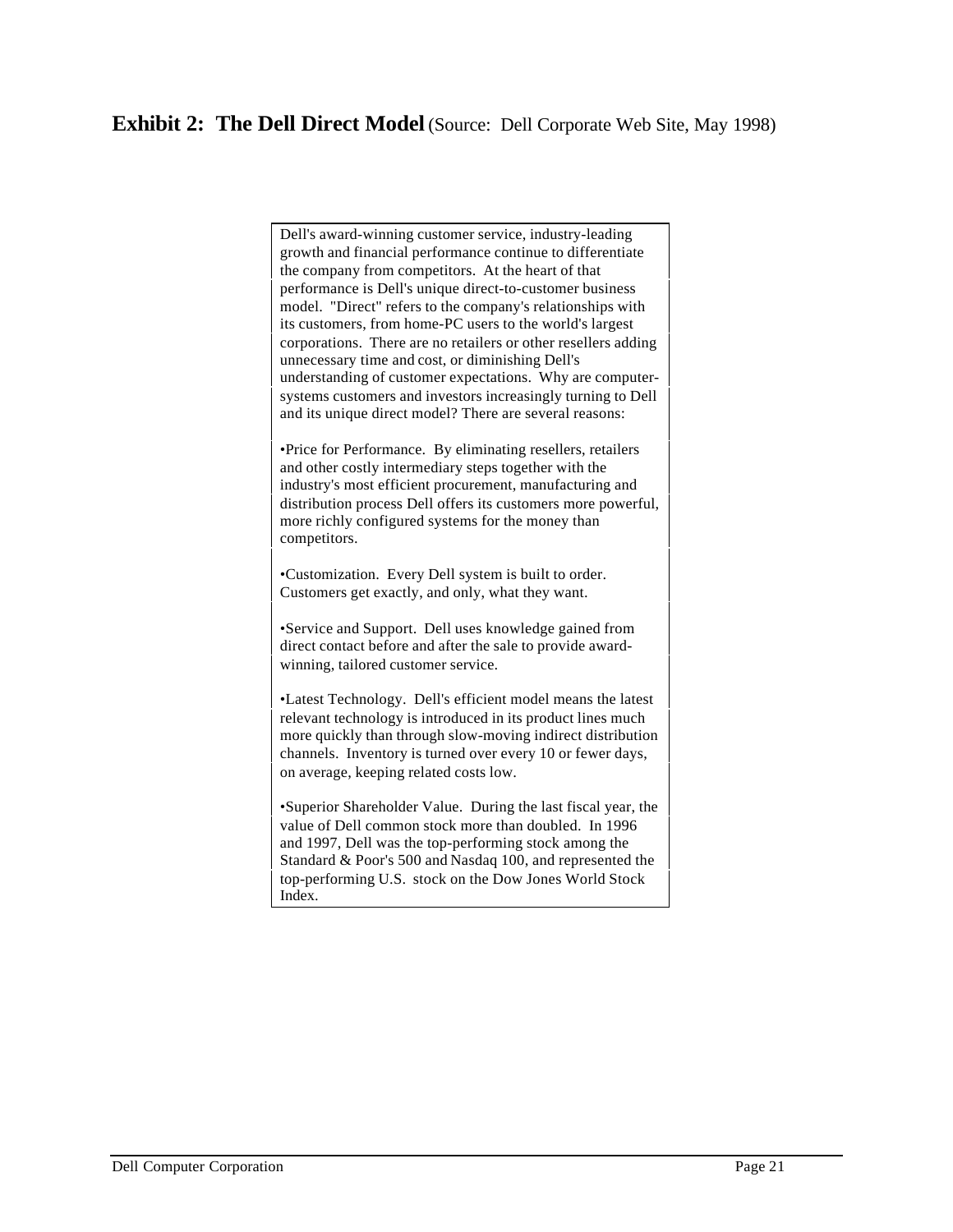## **Exhibit 2: The Dell Direct Model** (Source: Dell Corporate Web Site, May 1998)

Dell's award-winning customer service, industry-leading growth and financial performance continue to differentiate the company from competitors. At the heart of that performance is Dell's unique direct-to-customer business model. "Direct" refers to the company's relationships with its customers, from home-PC users to the world's largest corporations. There are no retailers or other resellers adding unnecessary time and cost, or diminishing Dell's understanding of customer expectations. Why are computer-systems customers and investors increasingly turning to Dell and its unique direct model? There are several reasons:

•Price for Performance. By eliminating resellers, retailers and other costly intermediary steps together with the industry's most efficient procurement, manufacturing and distribution process Dell offers its customers more powerful, more richly configured systems for the money than competitors.

•Customization. Every Dell system is built to order. Customers get exactly, and only, what they want.

•Service and Support. Dell uses knowledge gained from direct contact before and after the sale to provide award-winning, tailored customer service.

•Latest Technology. Dell's efficient model means the latest relevant technology is introduced in its product lines much more quickly than through slow-moving indirect distribution channels. Inventory is turned over every 10 or fewer days, on average, keeping related costs low.

•Superior Shareholder Value. During the last fiscal year, the value of Dell common stock more than doubled. In 1996 and 1997, Dell was the top-performing stock among the Standard & Poor's 500 and Nasdaq 100, and represented the top-performing U.S. stock on the Dow Jones World Stock Index.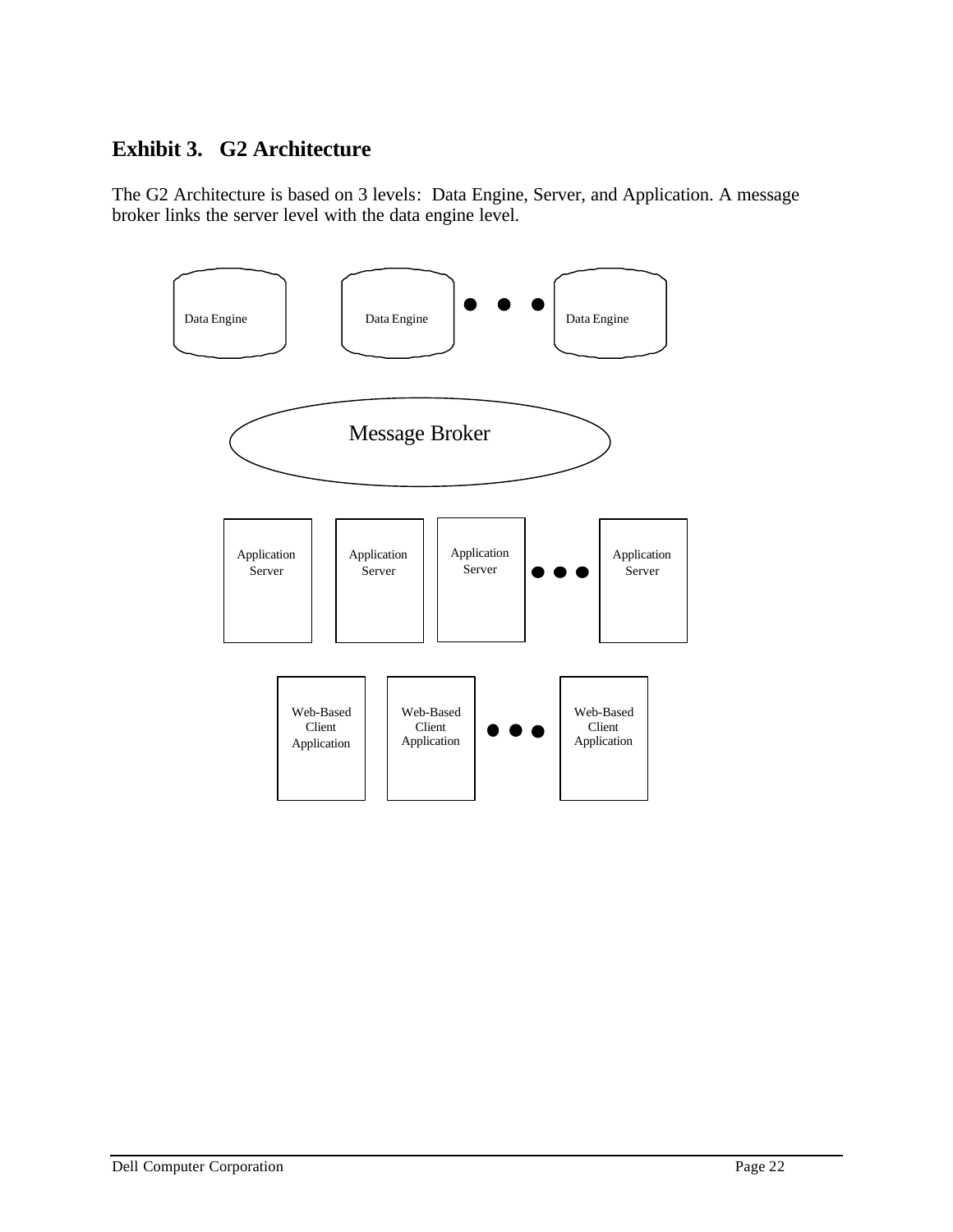## Exhibit 3. G2 Architecture

The G2 Architecture is based on 3 levels: Data Engine, Server, and Application. A message broker links the server level with the data engine level.

Data Engine Data Engine ● ● ● Data Engine

Message Broker

Application Server Application Server Application Server ● ● ● Application Server

Web-Based Client Application Web-Based Client Application ● ● ● Web-Based Client Application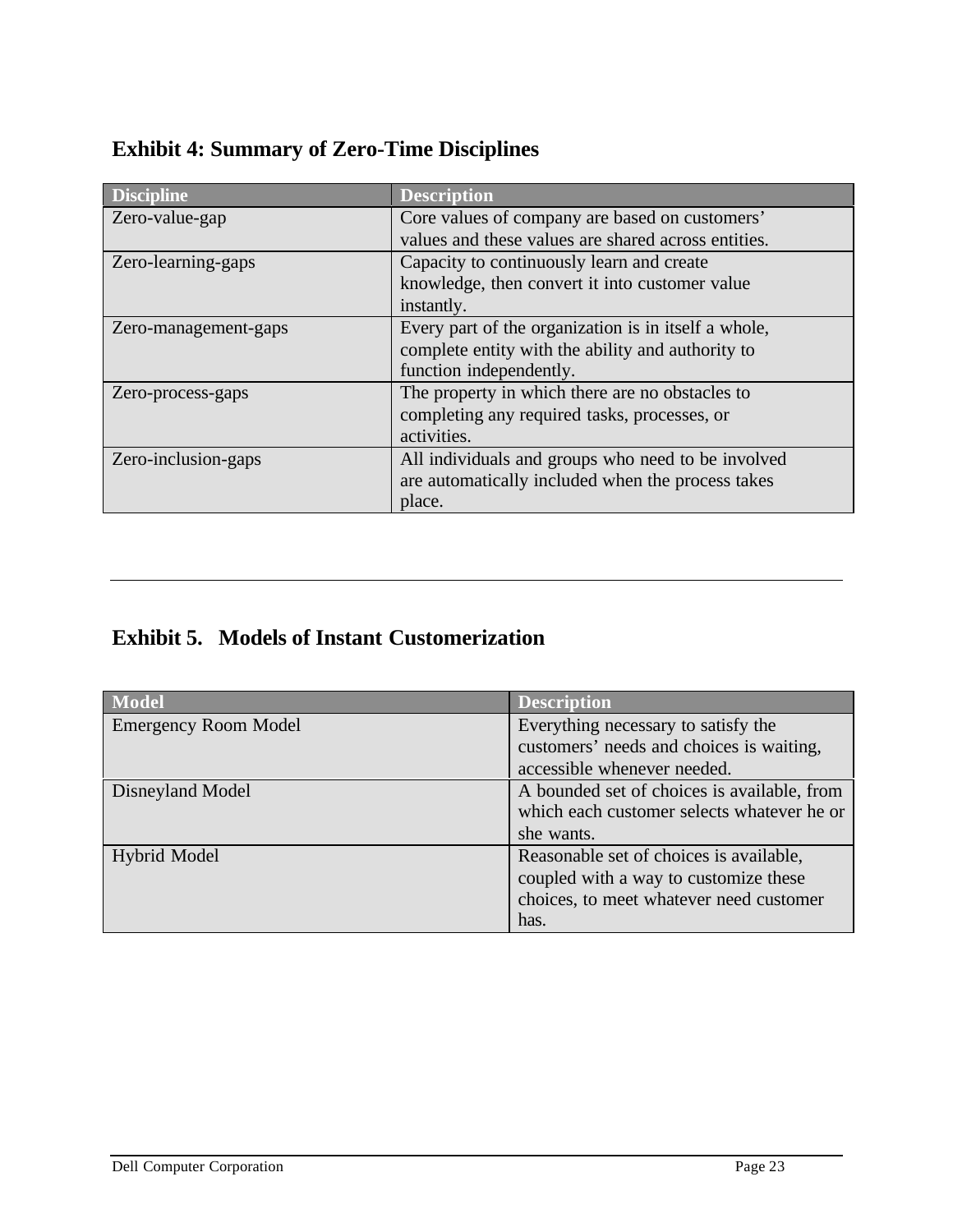## Exhibit 4: Summary of Zero-Time Disciplines

| Discipline | Description |
|---|---|
| Zero-value-gap | Core values of company are based on customers' values and these values are shared across entities. |
| Zero-learning-gaps | Capacity to continuously learn and create knowledge, then convert it into customer value instantly. |
| Zero-management-gaps | Every part of the organization is in itself a whole, complete entity with the ability and authority to function independently. |
| Zero-process-gaps | The property in which there are no obstacles to completing any required tasks, processes, or activities. |
| Zero-inclusion-gaps | All individuals and groups who need to be involved are automatically included when the process takes place. |

---

## Exhibit 5. Models of Instant Customerization

| Model | Description |
|---|---|
| Emergency Room Model | Everything necessary to satisfy the customers' needs and choices is waiting, accessible whenever needed. |
| Disneyland Model | A bounded set of choices is available, from which each customer selects whatever he or she wants. |
| Hybrid Model | Reasonable set of choices is available, coupled with a way to customize these choices, to meet whatever need customer has. |